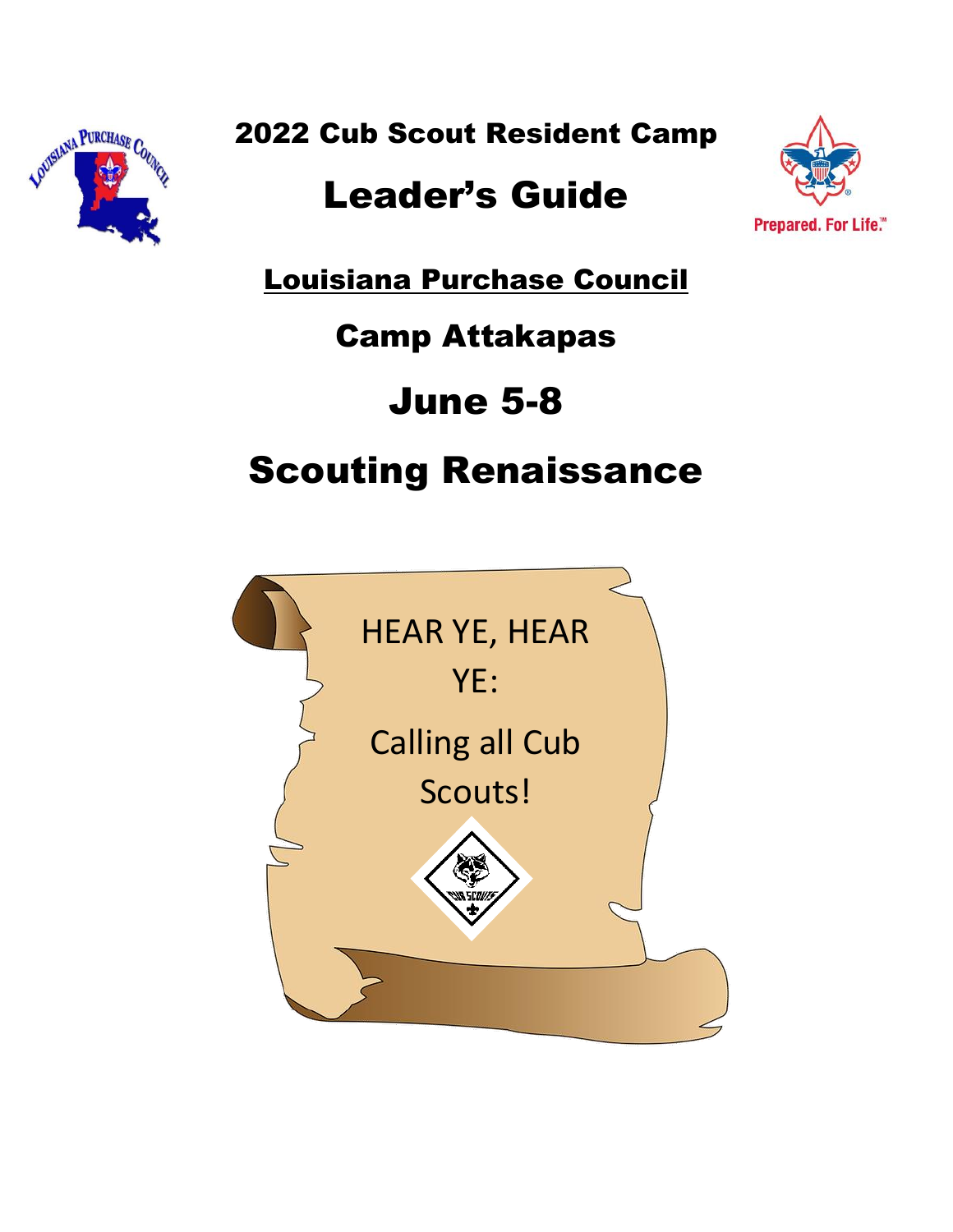# 2022 Cub Scout Resident Camp

# Leader's Guide

**Louisiana Purchase Council**

## Camp Attakapas

## June 5-8

# Scouting Renaissance

HEAR YE, HEAR YE:

Calling all Cub Scouts!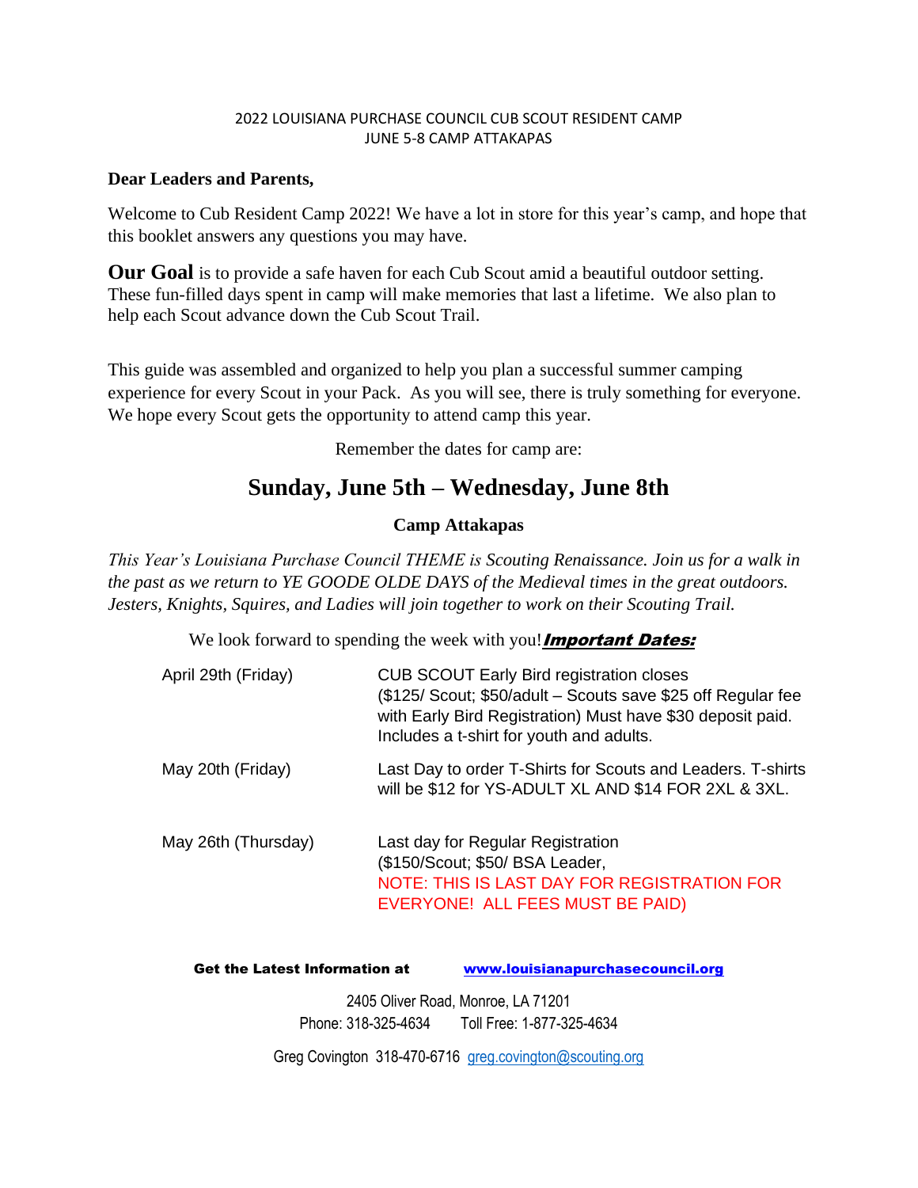2022 LOUISIANA PURCHASE COUNCIL CUB SCOUT RESIDENT CAMP
JUNE 5-8 CAMP ATTAKAPAS

**Dear Leaders and Parents,**

Welcome to Cub Resident Camp 2022! We have a lot in store for this year's camp, and hope that this booklet answers any questions you may have.

**Our Goal** is to provide a safe haven for each Cub Scout amid a beautiful outdoor setting. These fun-filled days spent in camp will make memories that last a lifetime. We also plan to help each Scout advance down the Cub Scout Trail.

This guide was assembled and organized to help you plan a successful summer camping experience for every Scout in your Pack. As you will see, there is truly something for everyone. We hope every Scout gets the opportunity to attend camp this year.

Remember the dates for camp are:

## Sunday, June 5th – Wednesday, June 8th

**Camp Attakapas**

*This Year's Louisiana Purchase Council THEME is Scouting Renaissance. Join us for a walk in the past as we return to YE GOODE OLDE DAYS of the Medieval times in the great outdoors. Jesters, Knights, Squires, and Ladies will join together to work on their Scouting Trail.*

We look forward to spending the week with you! ***Important Dates:***

| | |
|---|---|
| April 29th (Friday) | CUB SCOUT Early Bird registration closes ($125/ Scout; $50/adult – Scouts save $25 off Regular fee with Early Bird Registration) Must have $30 deposit paid. Includes a t-shirt for youth and adults. |
| May 20th (Friday) | Last Day to order T-Shirts for Scouts and Leaders. T-shirts will be $12 for YS-ADULT XL AND $14 FOR 2XL & 3XL. |
| May 26th (Thursday) | Last day for Regular Registration ($150/Scout; $50/ BSA Leader, NOTE: THIS IS LAST DAY FOR REGISTRATION FOR EVERYONE! ALL FEES MUST BE PAID) |

**Get the Latest Information at** www.louisianapurchasecouncil.org

2405 Oliver Road, Monroe, LA 71201
Phone: 318-325-4634 Toll Free: 1-877-325-4634

Greg Covington 318-470-6716 greg.covington@scouting.org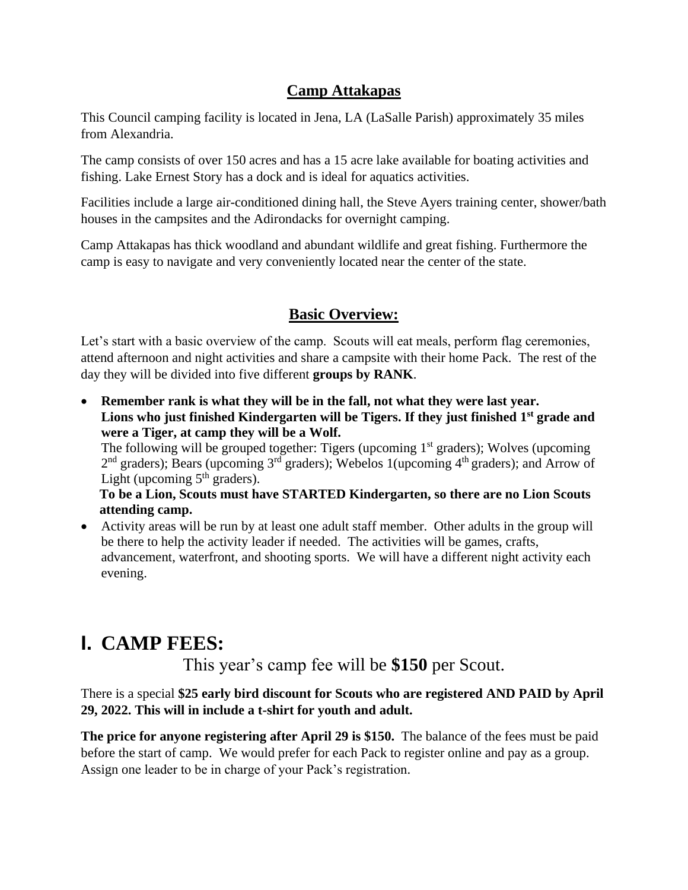## Camp Attakapas

This Council camping facility is located in Jena, LA (LaSalle Parish) approximately 35 miles from Alexandria.

The camp consists of over 150 acres and has a 15 acre lake available for boating activities and fishing. Lake Ernest Story has a dock and is ideal for aquatics activities.

Facilities include a large air-conditioned dining hall, the Steve Ayers training center, shower/bath houses in the campsites and the Adirondacks for overnight camping.

Camp Attakapas has thick woodland and abundant wildlife and great fishing. Furthermore the camp is easy to navigate and very conveniently located near the center of the state.

## Basic Overview:

Let's start with a basic overview of the camp. Scouts will eat meals, perform flag ceremonies, attend afternoon and night activities and share a campsite with their home Pack. The rest of the day they will be divided into five different **groups by RANK**.

- **Remember rank is what they will be in the fall, not what they were last year. Lions who just finished Kindergarten will be Tigers. If they just finished 1st grade and were a Tiger, at camp they will be a Wolf.**
  The following will be grouped together: Tigers (upcoming 1st graders); Wolves (upcoming 2nd graders); Bears (upcoming 3rd graders); Webelos 1(upcoming 4th graders); and Arrow of Light (upcoming 5th graders).
  **To be a Lion, Scouts must have STARTED Kindergarten, so there are no Lion Scouts attending camp.**
- Activity areas will be run by at least one adult staff member. Other adults in the group will be there to help the activity leader if needed. The activities will be games, crafts, advancement, waterfront, and shooting sports. We will have a different night activity each evening.

# I. CAMP FEES:

This year's camp fee will be **$150** per Scout.

There is a special **$25 early bird discount for Scouts who are registered AND PAID by April 29, 2022. This will in include a t-shirt for youth and adult.**

**The price for anyone registering after April 29 is $150.** The balance of the fees must be paid before the start of camp. We would prefer for each Pack to register online and pay as a group. Assign one leader to be in charge of your Pack's registration.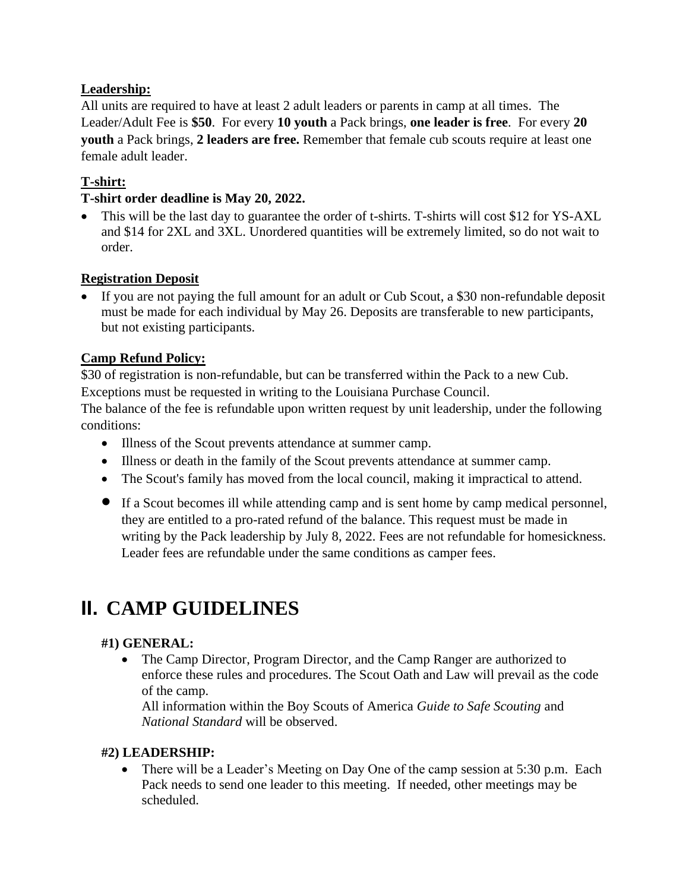**Leadership:**

All units are required to have at least 2 adult leaders or parents in camp at all times. The Leader/Adult Fee is **$50**. For every **10 youth** a Pack brings, **one leader is free**. For every **20 youth** a Pack brings, **2 leaders are free.** Remember that female cub scouts require at least one female adult leader.

**T-shirt:**

**T-shirt order deadline is May 20, 2022.**

- This will be the last day to guarantee the order of t-shirts. T-shirts will cost $12 for YS-AXL and $14 for 2XL and 3XL. Unordered quantities will be extremely limited, so do not wait to order.

**Registration Deposit**

- If you are not paying the full amount for an adult or Cub Scout, a $30 non-refundable deposit must be made for each individual by May 26. Deposits are transferable to new participants, but not existing participants.

**Camp Refund Policy:**

$30 of registration is non-refundable, but can be transferred within the Pack to a new Cub. Exceptions must be requested in writing to the Louisiana Purchase Council.

The balance of the fee is refundable upon written request by unit leadership, under the following conditions:

- Illness of the Scout prevents attendance at summer camp.
- Illness or death in the family of the Scout prevents attendance at summer camp.
- The Scout's family has moved from the local council, making it impractical to attend.
- If a Scout becomes ill while attending camp and is sent home by camp medical personnel, they are entitled to a pro-rated refund of the balance. This request must be made in writing by the Pack leadership by July 8, 2022. Fees are not refundable for homesickness. Leader fees are refundable under the same conditions as camper fees.

# II. CAMP GUIDELINES

### #1) GENERAL:

- The Camp Director, Program Director, and the Camp Ranger are authorized to enforce these rules and procedures. The Scout Oath and Law will prevail as the code of the camp.
  All information within the Boy Scouts of America *Guide to Safe Scouting* and *National Standard* will be observed.

### #2) LEADERSHIP:

- There will be a Leader's Meeting on Day One of the camp session at 5:30 p.m. Each Pack needs to send one leader to this meeting. If needed, other meetings may be scheduled.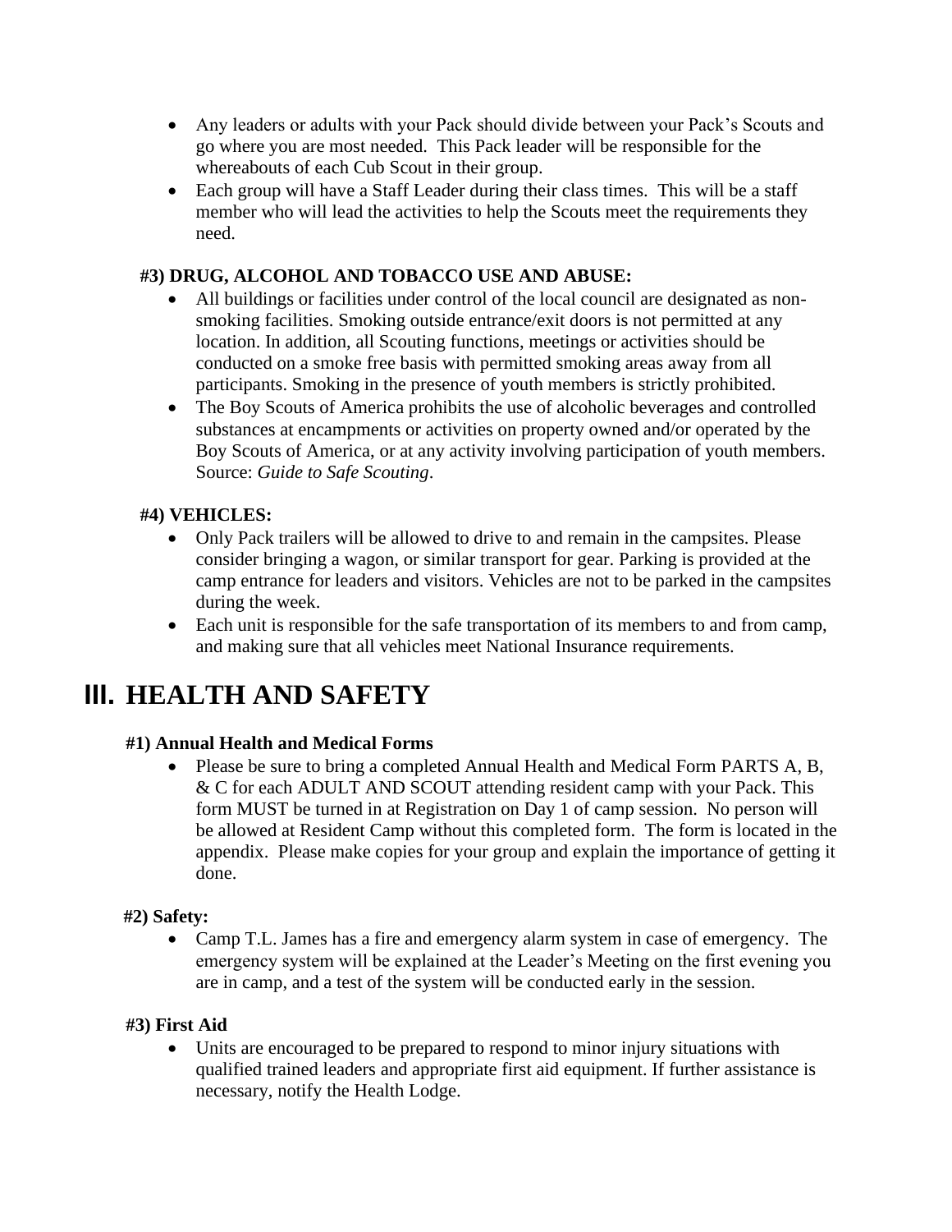- Any leaders or adults with your Pack should divide between your Pack's Scouts and go where you are most needed. This Pack leader will be responsible for the whereabouts of each Cub Scout in their group.
- Each group will have a Staff Leader during their class times. This will be a staff member who will lead the activities to help the Scouts meet the requirements they need.

**#3) DRUG, ALCOHOL AND TOBACCO USE AND ABUSE:**

- All buildings or facilities under control of the local council are designated as non-smoking facilities. Smoking outside entrance/exit doors is not permitted at any location. In addition, all Scouting functions, meetings or activities should be conducted on a smoke free basis with permitted smoking areas away from all participants. Smoking in the presence of youth members is strictly prohibited.
- The Boy Scouts of America prohibits the use of alcoholic beverages and controlled substances at encampments or activities on property owned and/or operated by the Boy Scouts of America, or at any activity involving participation of youth members. Source: *Guide to Safe Scouting*.

**#4) VEHICLES:**

- Only Pack trailers will be allowed to drive to and remain in the campsites. Please consider bringing a wagon, or similar transport for gear. Parking is provided at the camp entrance for leaders and visitors. Vehicles are not to be parked in the campsites during the week.
- Each unit is responsible for the safe transportation of its members to and from camp, and making sure that all vehicles meet National Insurance requirements.

# III. HEALTH AND SAFETY

**#1) Annual Health and Medical Forms**

- Please be sure to bring a completed Annual Health and Medical Form PARTS A, B, & C for each ADULT AND SCOUT attending resident camp with your Pack. This form MUST be turned in at Registration on Day 1 of camp session. No person will be allowed at Resident Camp without this completed form. The form is located in the appendix. Please make copies for your group and explain the importance of getting it done.

**#2) Safety:**

- Camp T.L. James has a fire and emergency alarm system in case of emergency. The emergency system will be explained at the Leader's Meeting on the first evening you are in camp, and a test of the system will be conducted early in the session.

**#3) First Aid**

- Units are encouraged to be prepared to respond to minor injury situations with qualified trained leaders and appropriate first aid equipment. If further assistance is necessary, notify the Health Lodge.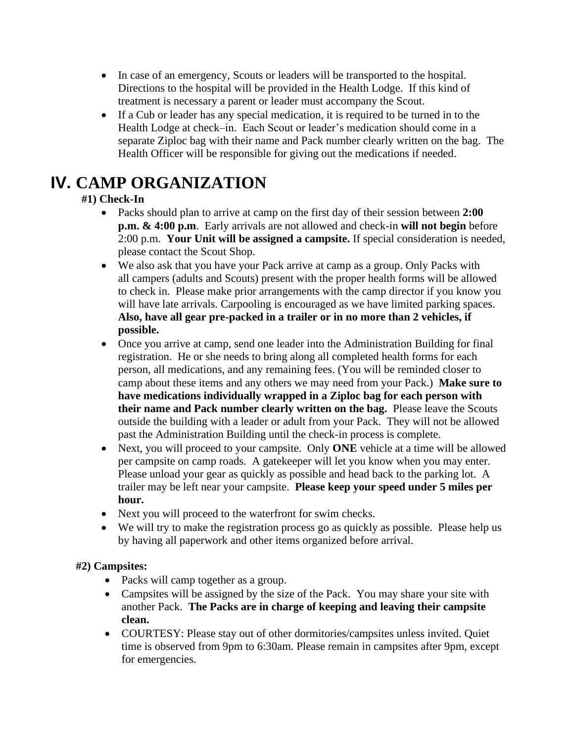- In case of an emergency, Scouts or leaders will be transported to the hospital. Directions to the hospital will be provided in the Health Lodge. If this kind of treatment is necessary a parent or leader must accompany the Scout.
- If a Cub or leader has any special medication, it is required to be turned in to the Health Lodge at check–in. Each Scout or leader's medication should come in a separate Ziploc bag with their name and Pack number clearly written on the bag. The Health Officer will be responsible for giving out the medications if needed.

# IV. CAMP ORGANIZATION

### #1) Check-In

- Packs should plan to arrive at camp on the first day of their session between **2:00 p.m. & 4:00 p.m**. Early arrivals are not allowed and check-in **will not begin** before 2:00 p.m. **Your Unit will be assigned a campsite.** If special consideration is needed, please contact the Scout Shop.
- We also ask that you have your Pack arrive at camp as a group. Only Packs with all campers (adults and Scouts) present with the proper health forms will be allowed to check in. Please make prior arrangements with the camp director if you know you will have late arrivals. Carpooling is encouraged as we have limited parking spaces. **Also, have all gear pre-packed in a trailer or in no more than 2 vehicles, if possible.**
- Once you arrive at camp, send one leader into the Administration Building for final registration. He or she needs to bring along all completed health forms for each person, all medications, and any remaining fees. (You will be reminded closer to camp about these items and any others we may need from your Pack.) **Make sure to have medications individually wrapped in a Ziploc bag for each person with their name and Pack number clearly written on the bag.** Please leave the Scouts outside the building with a leader or adult from your Pack. They will not be allowed past the Administration Building until the check-in process is complete.
- Next, you will proceed to your campsite. Only **ONE** vehicle at a time will be allowed per campsite on camp roads. A gatekeeper will let you know when you may enter. Please unload your gear as quickly as possible and head back to the parking lot. A trailer may be left near your campsite. **Please keep your speed under 5 miles per hour.**
- Next you will proceed to the waterfront for swim checks.
- We will try to make the registration process go as quickly as possible. Please help us by having all paperwork and other items organized before arrival.

### #2) Campsites:

- Packs will camp together as a group.
- Campsites will be assigned by the size of the Pack. You may share your site with another Pack. **The Packs are in charge of keeping and leaving their campsite clean.**
- COURTESY: Please stay out of other dormitories/campsites unless invited. Quiet time is observed from 9pm to 6:30am. Please remain in campsites after 9pm, except for emergencies.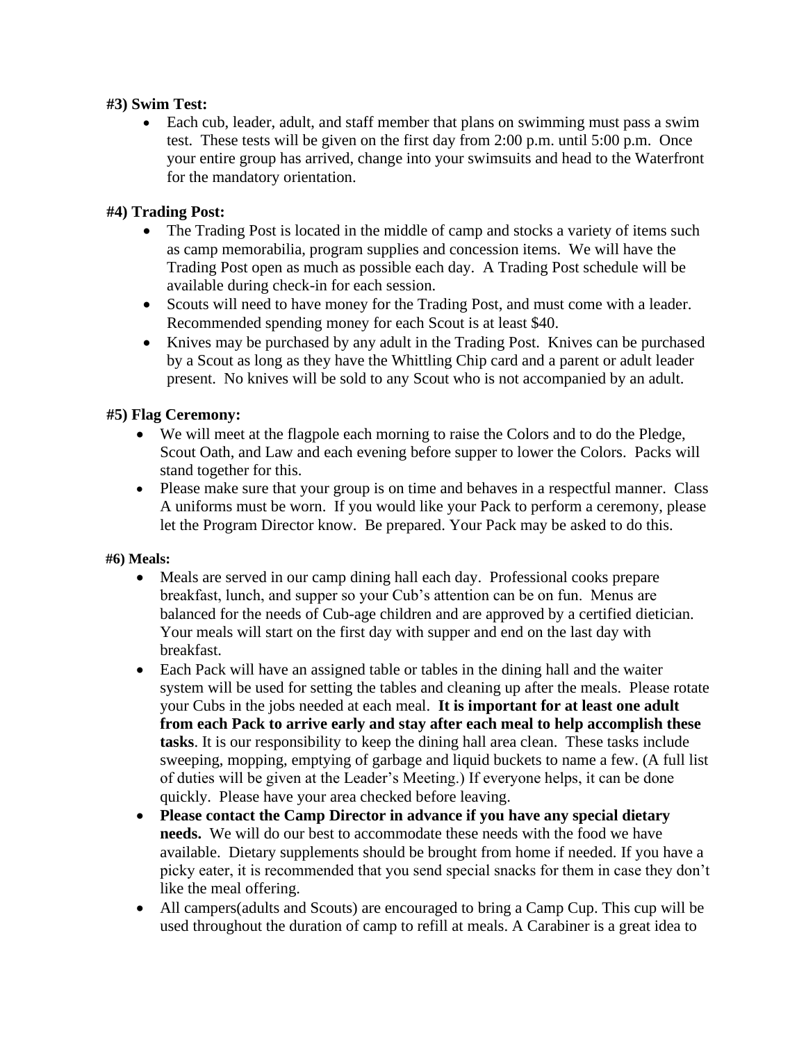**#3) Swim Test:**

- Each cub, leader, adult, and staff member that plans on swimming must pass a swim test. These tests will be given on the first day from 2:00 p.m. until 5:00 p.m. Once your entire group has arrived, change into your swimsuits and head to the Waterfront for the mandatory orientation.

**#4) Trading Post:**

- The Trading Post is located in the middle of camp and stocks a variety of items such as camp memorabilia, program supplies and concession items. We will have the Trading Post open as much as possible each day. A Trading Post schedule will be available during check-in for each session.
- Scouts will need to have money for the Trading Post, and must come with a leader. Recommended spending money for each Scout is at least $40.
- Knives may be purchased by any adult in the Trading Post. Knives can be purchased by a Scout as long as they have the Whittling Chip card and a parent or adult leader present. No knives will be sold to any Scout who is not accompanied by an adult.

**#5) Flag Ceremony:**

- We will meet at the flagpole each morning to raise the Colors and to do the Pledge, Scout Oath, and Law and each evening before supper to lower the Colors. Packs will stand together for this.
- Please make sure that your group is on time and behaves in a respectful manner. Class A uniforms must be worn. If you would like your Pack to perform a ceremony, please let the Program Director know. Be prepared. Your Pack may be asked to do this.

**#6) Meals:**

- Meals are served in our camp dining hall each day. Professional cooks prepare breakfast, lunch, and supper so your Cub's attention can be on fun. Menus are balanced for the needs of Cub-age children and are approved by a certified dietician. Your meals will start on the first day with supper and end on the last day with breakfast.
- Each Pack will have an assigned table or tables in the dining hall and the waiter system will be used for setting the tables and cleaning up after the meals. Please rotate your Cubs in the jobs needed at each meal. **It is important for at least one adult from each Pack to arrive early and stay after each meal to help accomplish these tasks**. It is our responsibility to keep the dining hall area clean. These tasks include sweeping, mopping, emptying of garbage and liquid buckets to name a few. (A full list of duties will be given at the Leader's Meeting.) If everyone helps, it can be done quickly. Please have your area checked before leaving.
- **Please contact the Camp Director in advance if you have any special dietary needs.** We will do our best to accommodate these needs with the food we have available. Dietary supplements should be brought from home if needed. If you have a picky eater, it is recommended that you send special snacks for them in case they don't like the meal offering.
- All campers(adults and Scouts) are encouraged to bring a Camp Cup. This cup will be used throughout the duration of camp to refill at meals. A Carabiner is a great idea to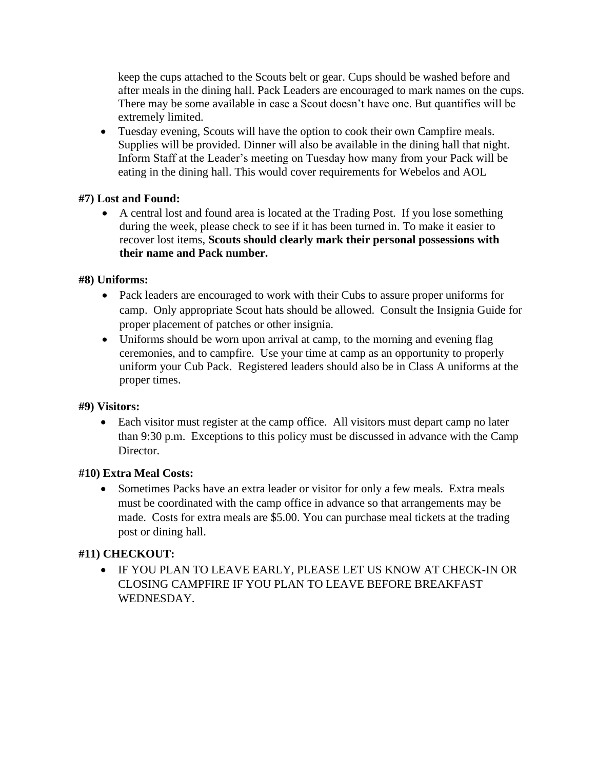keep the cups attached to the Scouts belt or gear. Cups should be washed before and after meals in the dining hall. Pack Leaders are encouraged to mark names on the cups. There may be some available in case a Scout doesn't have one. But quantifies will be extremely limited.

- Tuesday evening, Scouts will have the option to cook their own Campfire meals. Supplies will be provided. Dinner will also be available in the dining hall that night. Inform Staff at the Leader's meeting on Tuesday how many from your Pack will be eating in the dining hall. This would cover requirements for Webelos and AOL

**#7) Lost and Found:**

- A central lost and found area is located at the Trading Post. If you lose something during the week, please check to see if it has been turned in. To make it easier to recover lost items, **Scouts should clearly mark their personal possessions with their name and Pack number.**

**#8) Uniforms:**

- Pack leaders are encouraged to work with their Cubs to assure proper uniforms for camp. Only appropriate Scout hats should be allowed. Consult the Insignia Guide for proper placement of patches or other insignia.
- Uniforms should be worn upon arrival at camp, to the morning and evening flag ceremonies, and to campfire. Use your time at camp as an opportunity to properly uniform your Cub Pack. Registered leaders should also be in Class A uniforms at the proper times.

**#9) Visitors:**

- Each visitor must register at the camp office. All visitors must depart camp no later than 9:30 p.m. Exceptions to this policy must be discussed in advance with the Camp Director.

**#10) Extra Meal Costs:**

- Sometimes Packs have an extra leader or visitor for only a few meals. Extra meals must be coordinated with the camp office in advance so that arrangements may be made. Costs for extra meals are $5.00. You can purchase meal tickets at the trading post or dining hall.

**#11) CHECKOUT:**

- IF YOU PLAN TO LEAVE EARLY, PLEASE LET US KNOW AT CHECK-IN OR CLOSING CAMPFIRE IF YOU PLAN TO LEAVE BEFORE BREAKFAST WEDNESDAY.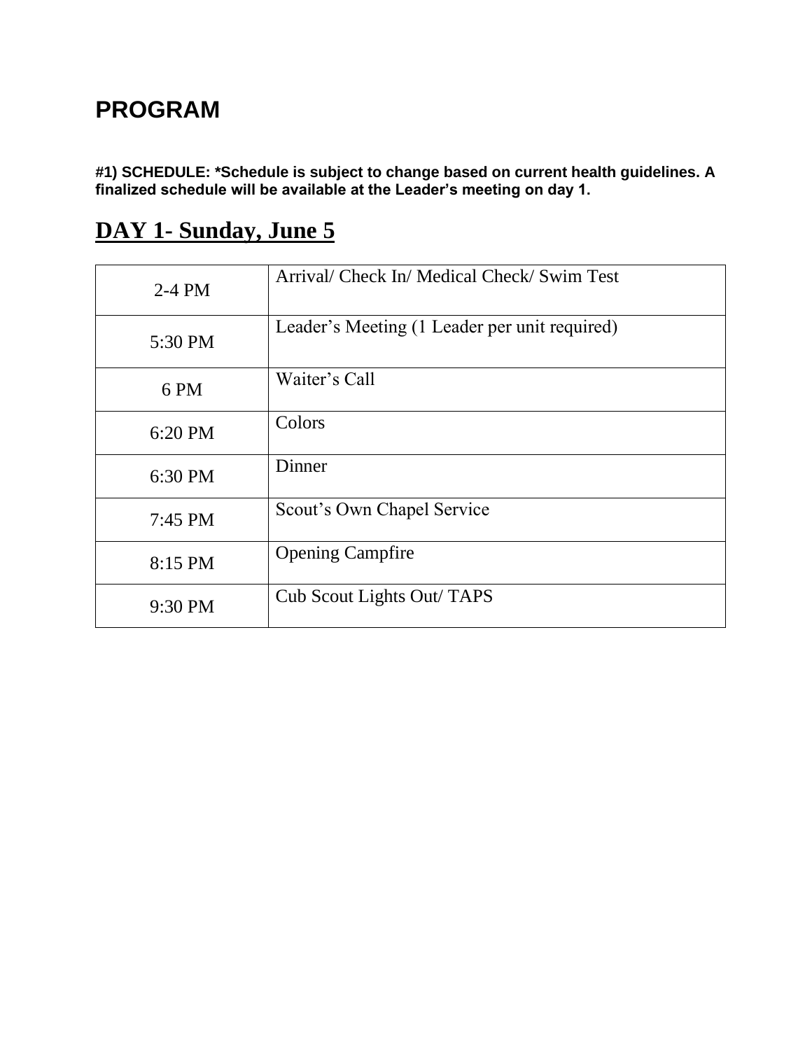# PROGRAM

**#1) SCHEDULE: *Schedule is subject to change based on current health guidelines. A finalized schedule will be available at the Leader's meeting on day 1.**

## DAY 1- Sunday, June 5

| | |
|---|---|
| 2-4 PM | Arrival/ Check In/ Medical Check/ Swim Test |
| 5:30 PM | Leader's Meeting (1 Leader per unit required) |
| 6 PM | Waiter's Call |
| 6:20 PM | Colors |
| 6:30 PM | Dinner |
| 7:45 PM | Scout's Own Chapel Service |
| 8:15 PM | Opening Campfire |
| 9:30 PM | Cub Scout Lights Out/ TAPS |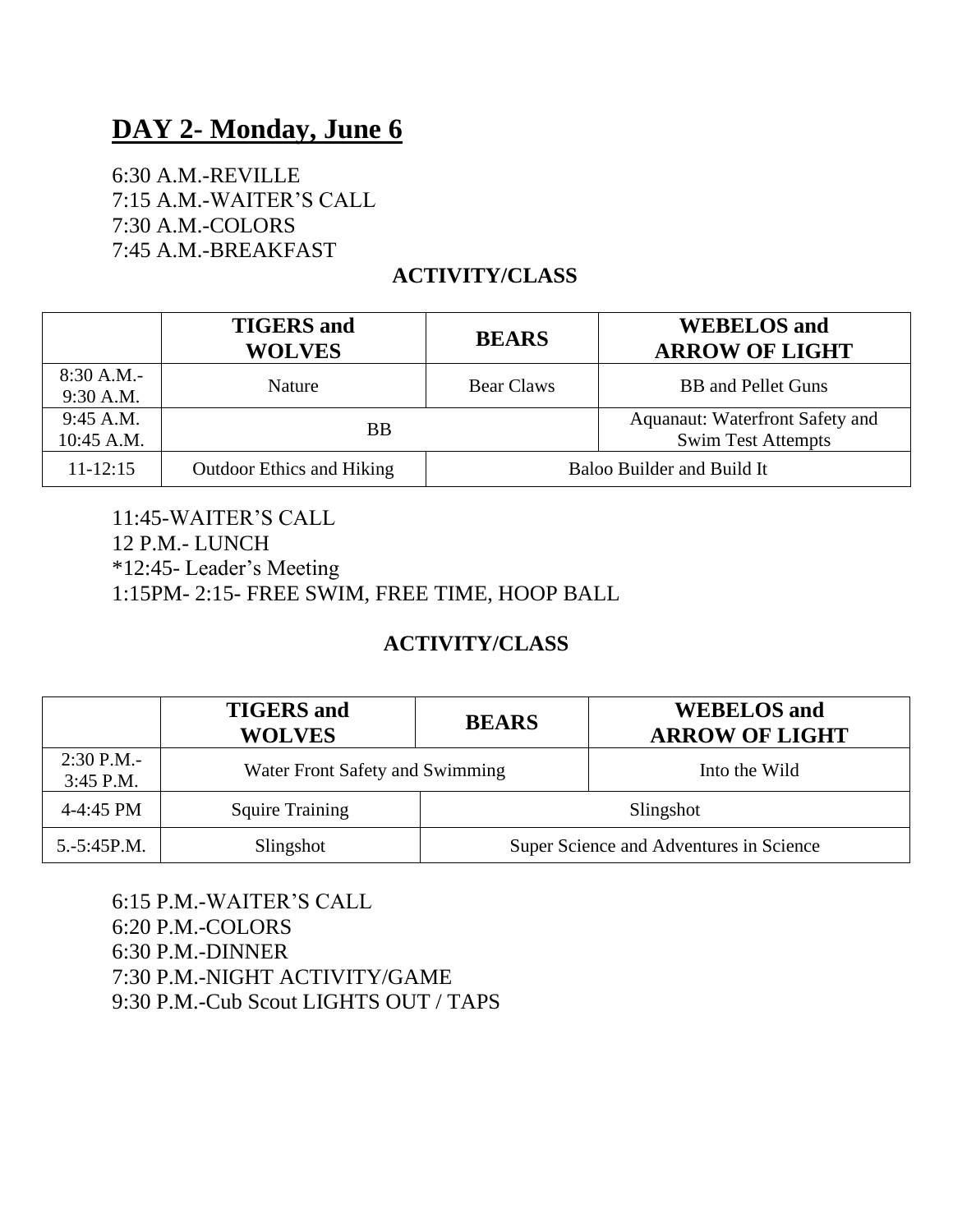# DAY 2- Monday, June 6

6:30 A.M.-REVILLE
7:15 A.M.-WAITER'S CALL
7:30 A.M.-COLORS
7:45 A.M.-BREAKFAST

**ACTIVITY/CLASS**

| | TIGERS and WOLVES | BEARS | WEBELOS and ARROW OF LIGHT |
|---|---|---|---|
| 8:30 A.M.- 9:30 A.M. | Nature | Bear Claws | BB and Pellet Guns |
| 9:45 A.M. 10:45 A.M. | BB | | Aquanaut: Waterfront Safety and Swim Test Attempts |
| 11-12:15 | Outdoor Ethics and Hiking | Baloo Builder and Build It | |

11:45-WAITER'S CALL
12 P.M.- LUNCH
*12:45- Leader's Meeting
1:15PM- 2:15- FREE SWIM, FREE TIME, HOOP BALL

**ACTIVITY/CLASS**

| | TIGERS and WOLVES | BEARS | WEBELOS and ARROW OF LIGHT |
|---|---|---|---|
| 2:30 P.M.- 3:45 P.M. | Water Front Safety and Swimming | | Into the Wild |
| 4-4:45 PM | Squire Training | Slingshot | |
| 5.-5:45P.M. | Slingshot | Super Science and Adventures in Science | |

6:15 P.M.-WAITER'S CALL
6:20 P.M.-COLORS
6:30 P.M.-DINNER
7:30 P.M.-NIGHT ACTIVITY/GAME
9:30 P.M.-Cub Scout LIGHTS OUT / TAPS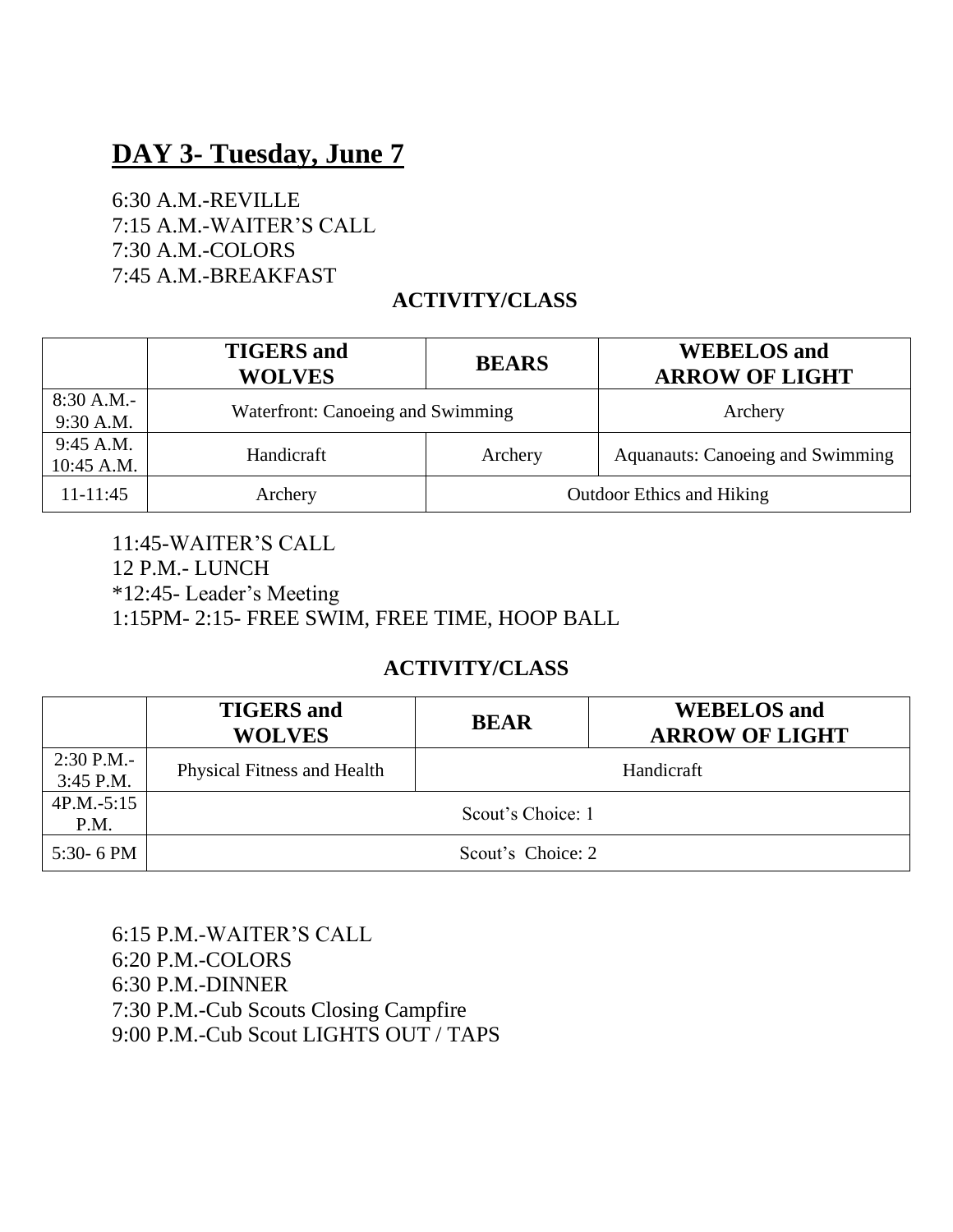## DAY 3- Tuesday, June 7

6:30 A.M.-REVILLE
7:15 A.M.-WAITER'S CALL
7:30 A.M.-COLORS
7:45 A.M.-BREAKFAST

**ACTIVITY/CLASS**

| | TIGERS and WOLVES | BEARS | WEBELOS and ARROW OF LIGHT |
|---|---|---|---|
| 8:30 A.M.- 9:30 A.M. | Waterfront: Canoeing and Swimming | | Archery |
| 9:45 A.M. 10:45 A.M. | Handicraft | Archery | Aquanauts: Canoeing and Swimming |
| 11-11:45 | Archery | Outdoor Ethics and Hiking | |

11:45-WAITER'S CALL
12 P.M.- LUNCH
*12:45- Leader's Meeting
1:15PM- 2:15- FREE SWIM, FREE TIME, HOOP BALL

**ACTIVITY/CLASS**

| | TIGERS and WOLVES | BEAR | WEBELOS and ARROW OF LIGHT |
|---|---|---|---|
| 2:30 P.M.- 3:45 P.M. | Physical Fitness and Health | Handicraft | |
| 4P.M.-5:15 P.M. | Scout's Choice: 1 | | |
| 5:30- 6 PM | Scout's Choice: 2 | | |

6:15 P.M.-WAITER'S CALL
6:20 P.M.-COLORS
6:30 P.M.-DINNER
7:30 P.M.-Cub Scouts Closing Campfire
9:00 P.M.-Cub Scout LIGHTS OUT / TAPS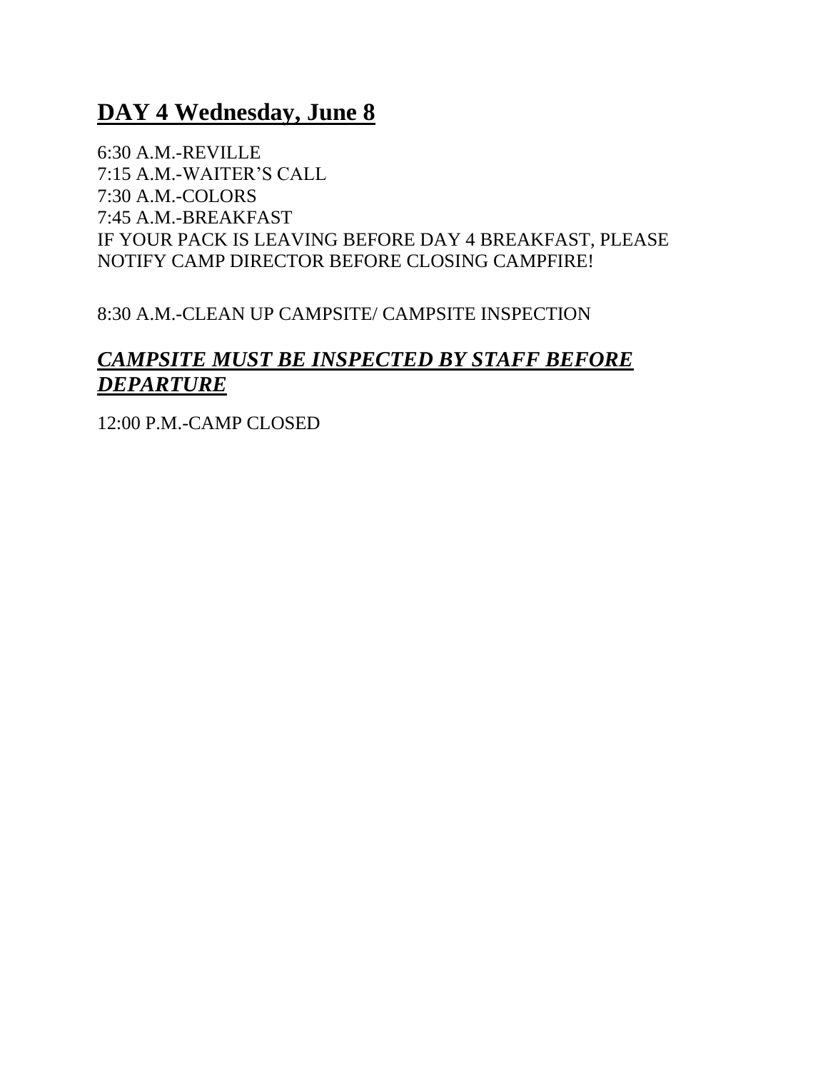## DAY 4 Wednesday, June 8

6:30 A.M.-REVILLE
7:15 A.M.-WAITER'S CALL
7:30 A.M.-COLORS
7:45 A.M.-BREAKFAST
IF YOUR PACK IS LEAVING BEFORE DAY 4 BREAKFAST, PLEASE NOTIFY CAMP DIRECTOR BEFORE CLOSING CAMPFIRE!

8:30 A.M.-CLEAN UP CAMPSITE/ CAMPSITE INSPECTION

### ***CAMPSITE MUST BE INSPECTED BY STAFF BEFORE DEPARTURE***

12:00 P.M.-CAMP CLOSED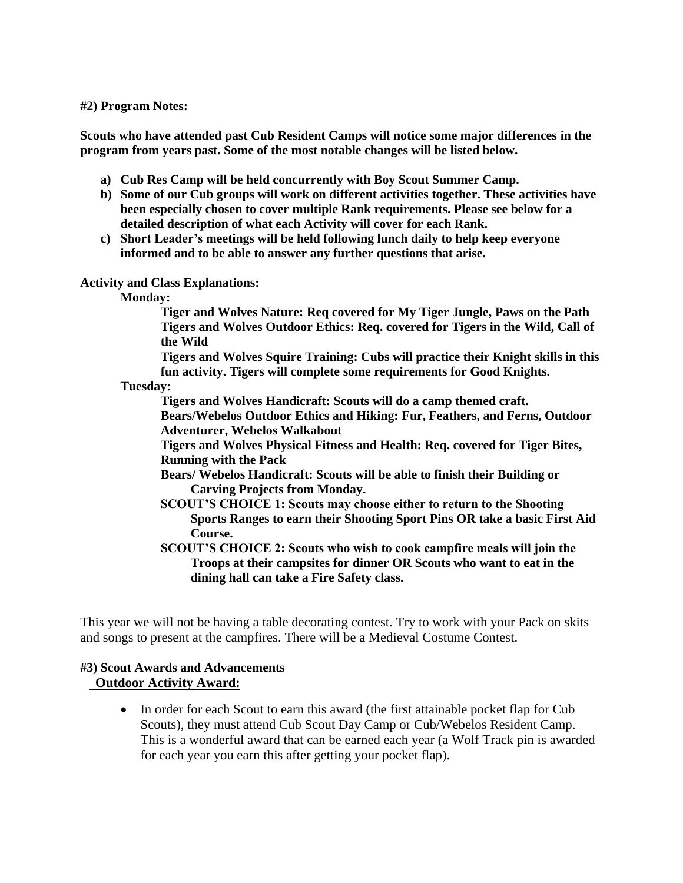**#2) Program Notes:**

**Scouts who have attended past Cub Resident Camps will notice some major differences in the program from years past. Some of the most notable changes will be listed below.**

a) **Cub Res Camp will be held concurrently with Boy Scout Summer Camp.**
b) **Some of our Cub groups will work on different activities together. These activities have been especially chosen to cover multiple Rank requirements. Please see below for a detailed description of what each Activity will cover for each Rank.**
c) **Short Leader's meetings will be held following lunch daily to help keep everyone informed and to be able to answer any further questions that arise.**

**Activity and Class Explanations:**

**Monday:**

**Tiger and Wolves Nature: Req covered for My Tiger Jungle, Paws on the Path**

**Tigers and Wolves Outdoor Ethics: Req. covered for Tigers in the Wild, Call of the Wild**

**Tigers and Wolves Squire Training: Cubs will practice their Knight skills in this fun activity. Tigers will complete some requirements for Good Knights.**

**Tuesday:**

**Tigers and Wolves Handicraft: Scouts will do a camp themed craft.**

**Bears/Webelos Outdoor Ethics and Hiking: Fur, Feathers, and Ferns, Outdoor Adventurer, Webelos Walkabout**

**Tigers and Wolves Physical Fitness and Health: Req. covered for Tiger Bites, Running with the Pack**

**Bears/ Webelos Handicraft: Scouts will be able to finish their Building or Carving Projects from Monday.**

**SCOUT'S CHOICE 1: Scouts may choose either to return to the Shooting Sports Ranges to earn their Shooting Sport Pins OR take a basic First Aid Course.**

**SCOUT'S CHOICE 2: Scouts who wish to cook campfire meals will join the Troops at their campsites for dinner OR Scouts who want to eat in the dining hall can take a Fire Safety class.**

This year we will not be having a table decorating contest. Try to work with your Pack on skits and songs to present at the campfires. There will be a Medieval Costume Contest.

**#3) Scout Awards and Advancements**

**<u>Outdoor Activity Award:</u>**

- In order for each Scout to earn this award (the first attainable pocket flap for Cub Scouts), they must attend Cub Scout Day Camp or Cub/Webelos Resident Camp. This is a wonderful award that can be earned each year (a Wolf Track pin is awarded for each year you earn this after getting your pocket flap).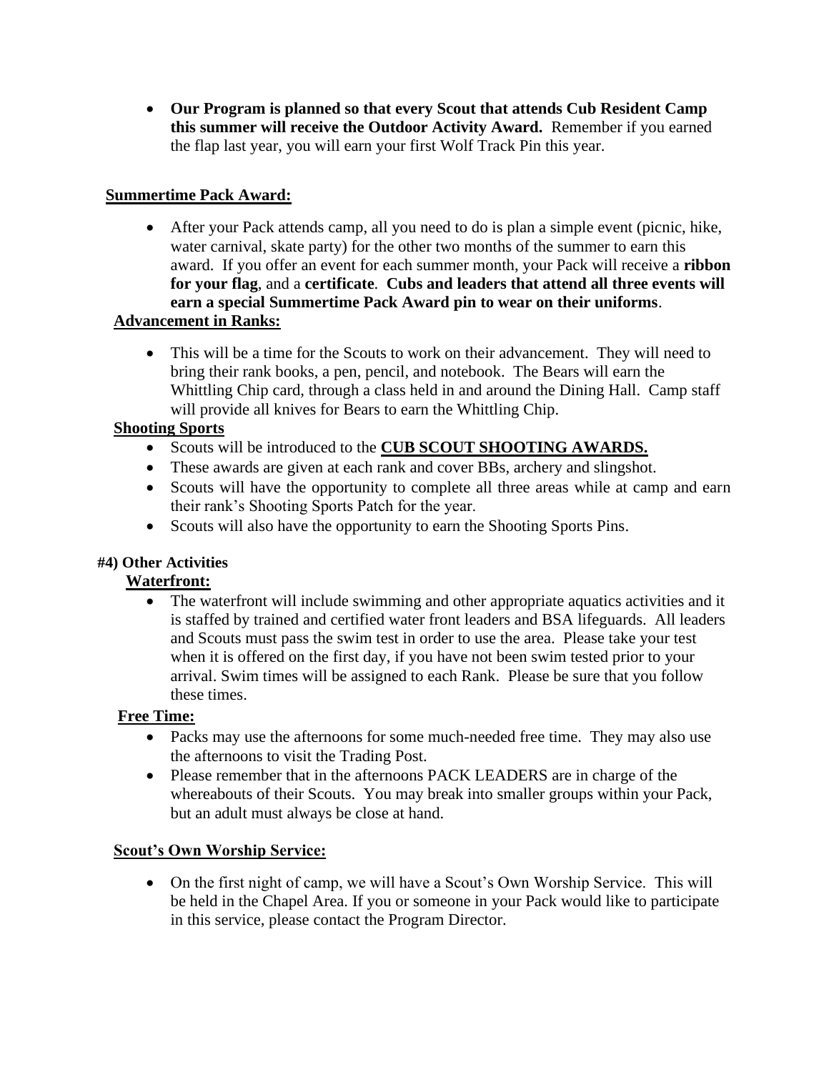- **Our Program is planned so that every Scout that attends Cub Resident Camp this summer will receive the Outdoor Activity Award.** Remember if you earned the flap last year, you will earn your first Wolf Track Pin this year.

**Summertime Pack Award:**

- After your Pack attends camp, all you need to do is plan a simple event (picnic, hike, water carnival, skate party) for the other two months of the summer to earn this award. If you offer an event for each summer month, your Pack will receive a **ribbon for your flag**, and a **certificate**. **Cubs and leaders that attend all three events will earn a special Summertime Pack Award pin to wear on their uniforms**.

**Advancement in Ranks:**

- This will be a time for the Scouts to work on their advancement. They will need to bring their rank books, a pen, pencil, and notebook. The Bears will earn the Whittling Chip card, through a class held in and around the Dining Hall. Camp staff will provide all knives for Bears to earn the Whittling Chip.

**Shooting Sports**

- Scouts will be introduced to the **CUB SCOUT SHOOTING AWARDS.**
- These awards are given at each rank and cover BBs, archery and slingshot.
- Scouts will have the opportunity to complete all three areas while at camp and earn their rank's Shooting Sports Patch for the year.
- Scouts will also have the opportunity to earn the Shooting Sports Pins.

**#4) Other Activities**

**Waterfront:**

- The waterfront will include swimming and other appropriate aquatics activities and it is staffed by trained and certified water front leaders and BSA lifeguards. All leaders and Scouts must pass the swim test in order to use the area. Please take your test when it is offered on the first day, if you have not been swim tested prior to your arrival. Swim times will be assigned to each Rank. Please be sure that you follow these times.

**Free Time:**

- Packs may use the afternoons for some much-needed free time. They may also use the afternoons to visit the Trading Post.
- Please remember that in the afternoons PACK LEADERS are in charge of the whereabouts of their Scouts. You may break into smaller groups within your Pack, but an adult must always be close at hand.

**Scout's Own Worship Service:**

- On the first night of camp, we will have a Scout's Own Worship Service. This will be held in the Chapel Area. If you or someone in your Pack would like to participate in this service, please contact the Program Director.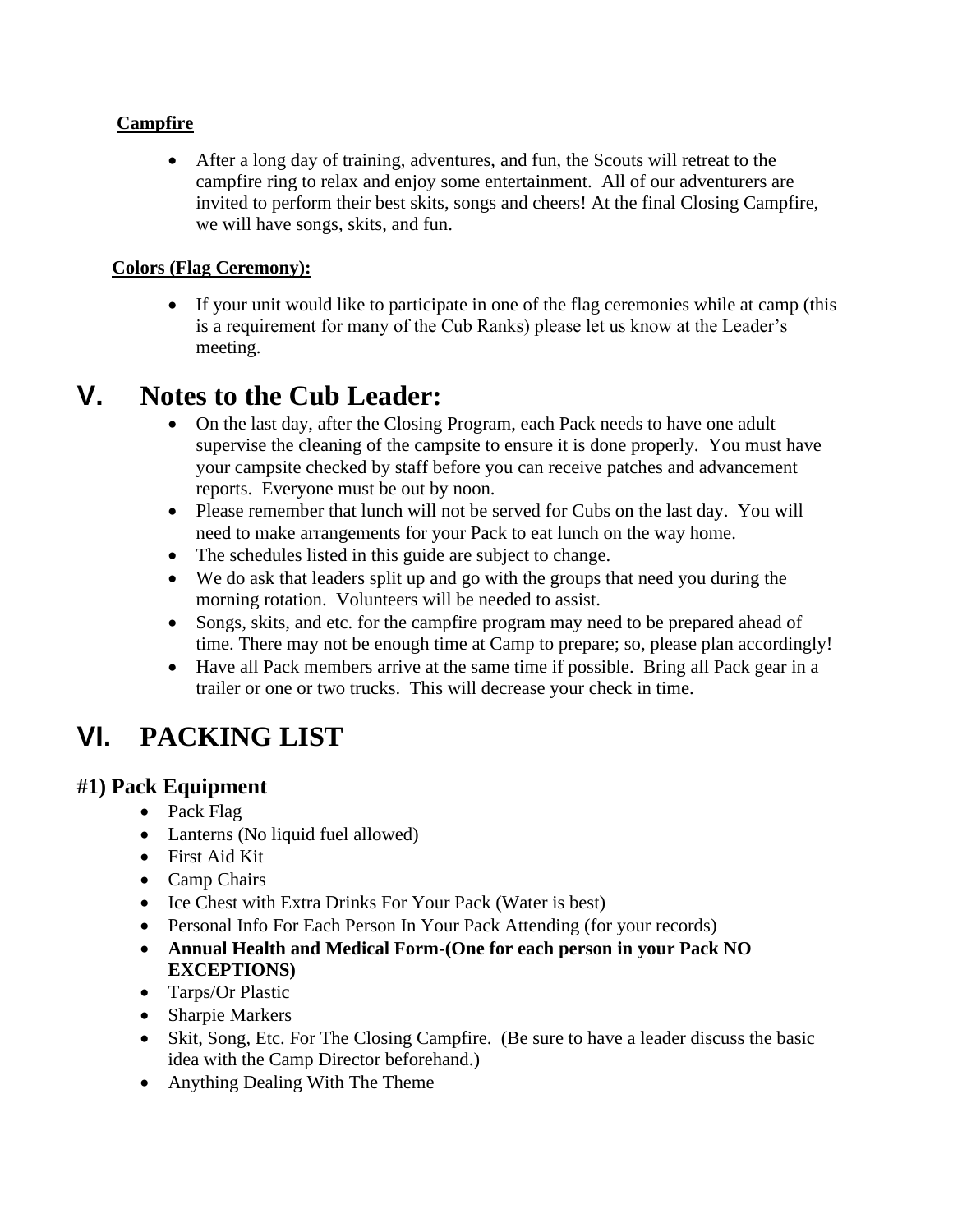**Campfire**

- After a long day of training, adventures, and fun, the Scouts will retreat to the campfire ring to relax and enjoy some entertainment. All of our adventurers are invited to perform their best skits, songs and cheers! At the final Closing Campfire, we will have songs, skits, and fun.

**Colors (Flag Ceremony):**

- If your unit would like to participate in one of the flag ceremonies while at camp (this is a requirement for many of the Cub Ranks) please let us know at the Leader's meeting.

# V. Notes to the Cub Leader:

- On the last day, after the Closing Program, each Pack needs to have one adult supervise the cleaning of the campsite to ensure it is done properly. You must have your campsite checked by staff before you can receive patches and advancement reports. Everyone must be out by noon.
- Please remember that lunch will not be served for Cubs on the last day. You will need to make arrangements for your Pack to eat lunch on the way home.
- The schedules listed in this guide are subject to change.
- We do ask that leaders split up and go with the groups that need you during the morning rotation. Volunteers will be needed to assist.
- Songs, skits, and etc. for the campfire program may need to be prepared ahead of time. There may not be enough time at Camp to prepare; so, please plan accordingly!
- Have all Pack members arrive at the same time if possible. Bring all Pack gear in a trailer or one or two trucks. This will decrease your check in time.

# VI. PACKING LIST

## #1) Pack Equipment

- Pack Flag
- Lanterns (No liquid fuel allowed)
- First Aid Kit
- Camp Chairs
- Ice Chest with Extra Drinks For Your Pack (Water is best)
- Personal Info For Each Person In Your Pack Attending (for your records)
- **Annual Health and Medical Form-(One for each person in your Pack NO EXCEPTIONS)**
- Tarps/Or Plastic
- Sharpie Markers
- Skit, Song, Etc. For The Closing Campfire. (Be sure to have a leader discuss the basic idea with the Camp Director beforehand.)
- Anything Dealing With The Theme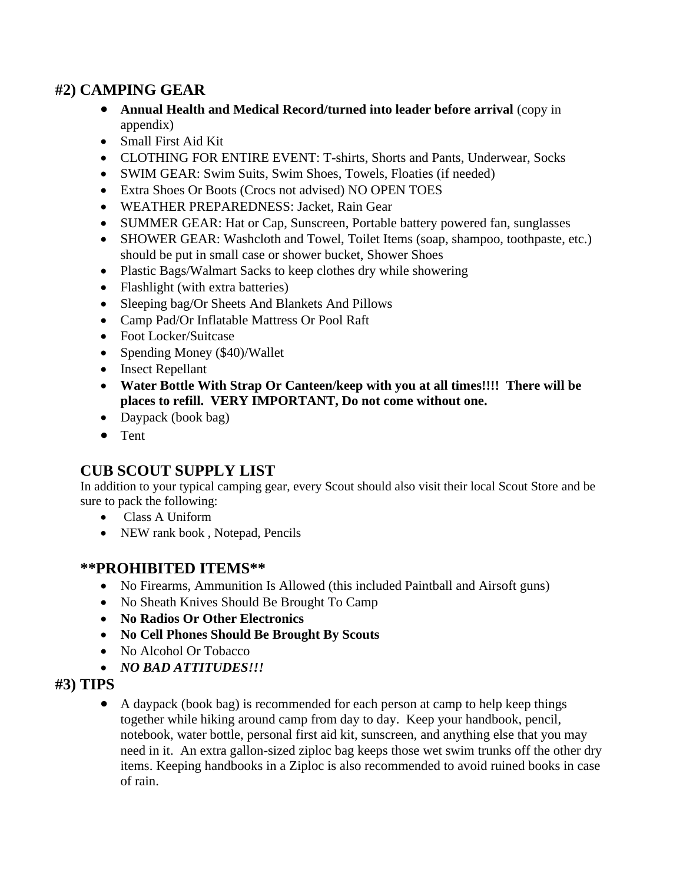## #2) CAMPING GEAR

- **Annual Health and Medical Record/turned into leader before arrival** (copy in appendix)
- Small First Aid Kit
- CLOTHING FOR ENTIRE EVENT: T-shirts, Shorts and Pants, Underwear, Socks
- SWIM GEAR: Swim Suits, Swim Shoes, Towels, Floaties (if needed)
- Extra Shoes Or Boots (Crocs not advised) NO OPEN TOES
- WEATHER PREPAREDNESS: Jacket, Rain Gear
- SUMMER GEAR: Hat or Cap, Sunscreen, Portable battery powered fan, sunglasses
- SHOWER GEAR: Washcloth and Towel, Toilet Items (soap, shampoo, toothpaste, etc.) should be put in small case or shower bucket, Shower Shoes
- Plastic Bags/Walmart Sacks to keep clothes dry while showering
- Flashlight (with extra batteries)
- Sleeping bag/Or Sheets And Blankets And Pillows
- Camp Pad/Or Inflatable Mattress Or Pool Raft
- Foot Locker/Suitcase
- Spending Money ($40)/Wallet
- Insect Repellant
- **Water Bottle With Strap Or Canteen/keep with you at all times!!!! There will be places to refill. VERY IMPORTANT, Do not come without one.**
- Daypack (book bag)
- Tent

## CUB SCOUT SUPPLY LIST

In addition to your typical camping gear, every Scout should also visit their local Scout Store and be sure to pack the following:

- Class A Uniform
- NEW rank book , Notepad, Pencils

## **PROHIBITED ITEMS**

- No Firearms, Ammunition Is Allowed (this included Paintball and Airsoft guns)
- No Sheath Knives Should Be Brought To Camp
- **No Radios Or Other Electronics**
- **No Cell Phones Should Be Brought By Scouts**
- No Alcohol Or Tobacco
- ***NO BAD ATTITUDES!!!***

## #3) TIPS

- A daypack (book bag) is recommended for each person at camp to help keep things together while hiking around camp from day to day. Keep your handbook, pencil, notebook, water bottle, personal first aid kit, sunscreen, and anything else that you may need in it. An extra gallon-sized ziploc bag keeps those wet swim trunks off the other dry items. Keeping handbooks in a Ziploc is also recommended to avoid ruined books in case of rain.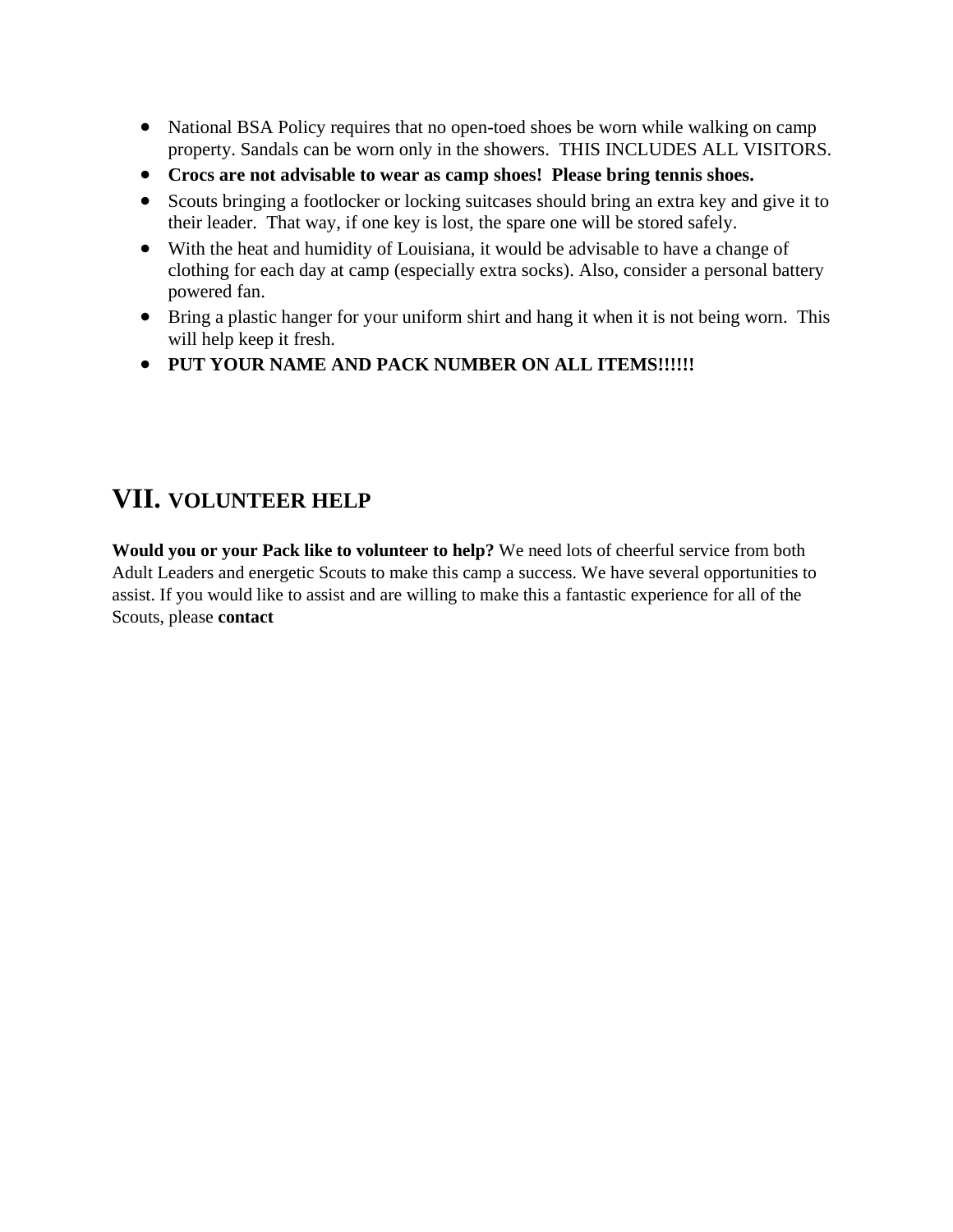- National BSA Policy requires that no open-toed shoes be worn while walking on camp property. Sandals can be worn only in the showers.  THIS INCLUDES ALL VISITORS.
- **Crocs are not advisable to wear as camp shoes!  Please bring tennis shoes.**
- Scouts bringing a footlocker or locking suitcases should bring an extra key and give it to their leader.  That way, if one key is lost, the spare one will be stored safely.
- With the heat and humidity of Louisiana, it would be advisable to have a change of clothing for each day at camp (especially extra socks). Also, consider a personal battery powered fan.
- Bring a plastic hanger for your uniform shirt and hang it when it is not being worn.  This will help keep it fresh.
- **PUT YOUR NAME AND PACK NUMBER ON ALL ITEMS!!!!!!**

## VII. VOLUNTEER HELP

**Would you or your Pack like to volunteer to help?** We need lots of cheerful service from both Adult Leaders and energetic Scouts to make this camp a success. We have several opportunities to assist. If you would like to assist and are willing to make this a fantastic experience for all of the Scouts, please **contact**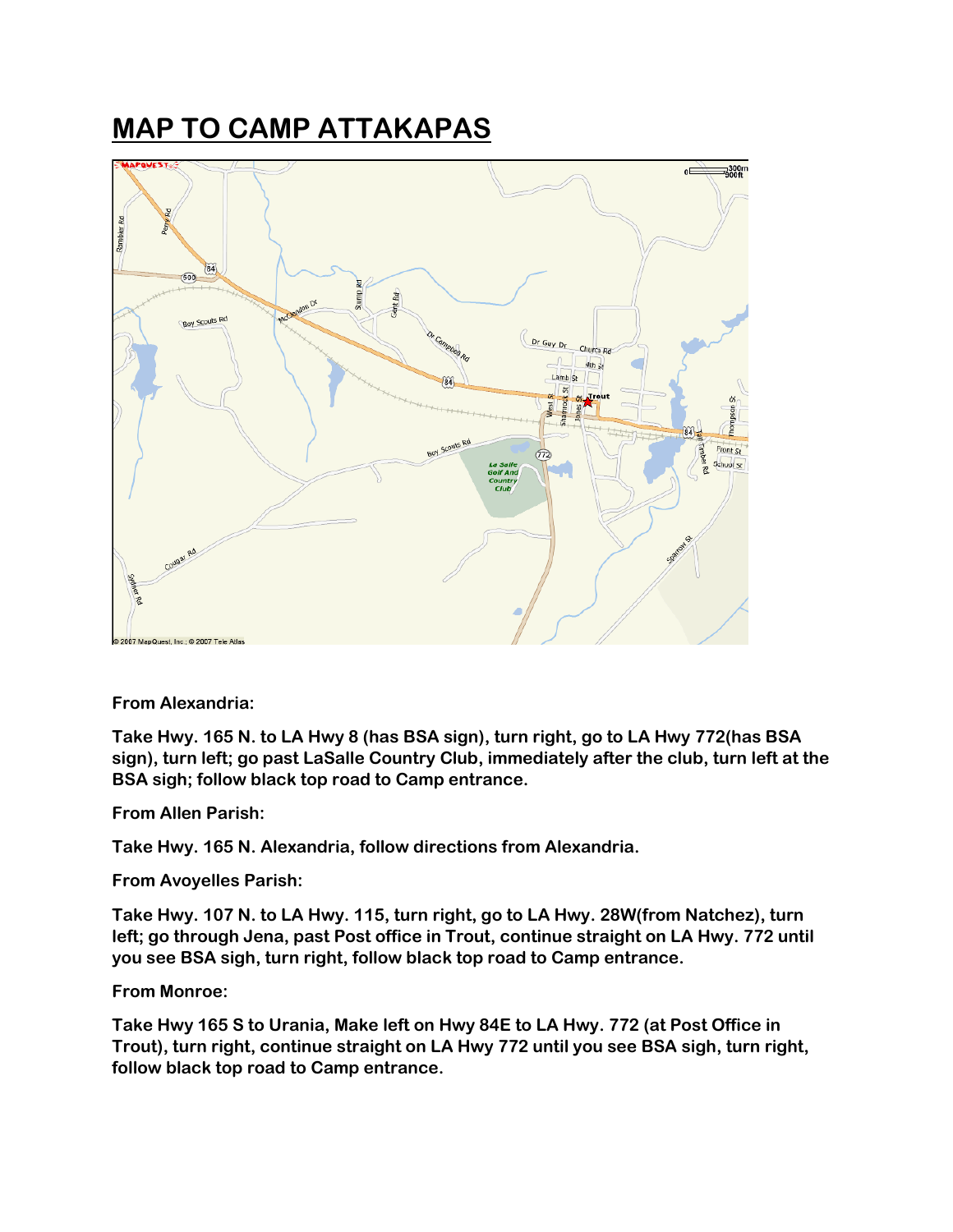# MAP TO CAMP ATTAKAPAS

**From Alexandria:**

**Take Hwy. 165 N. to LA Hwy 8 (has BSA sign), turn right, go to LA Hwy 772(has BSA sign), turn left; go past LaSalle Country Club, immediately after the club, turn left at the BSA sigh; follow black top road to Camp entrance.**

**From Allen Parish:**

**Take Hwy. 165 N. Alexandria, follow directions from Alexandria.**

**From Avoyelles Parish:**

**Take Hwy. 107 N. to LA Hwy. 115, turn right, go to LA Hwy. 28W(from Natchez), turn left; go through Jena, past Post office in Trout, continue straight on LA Hwy. 772 until you see BSA sigh, turn right, follow black top road to Camp entrance.**

**From Monroe:**

**Take Hwy 165 S to Urania, Make left on Hwy 84E to LA Hwy. 772 (at Post Office in Trout), turn right, continue straight on LA Hwy 772 until you see BSA sigh, turn right, follow black top road to Camp entrance.**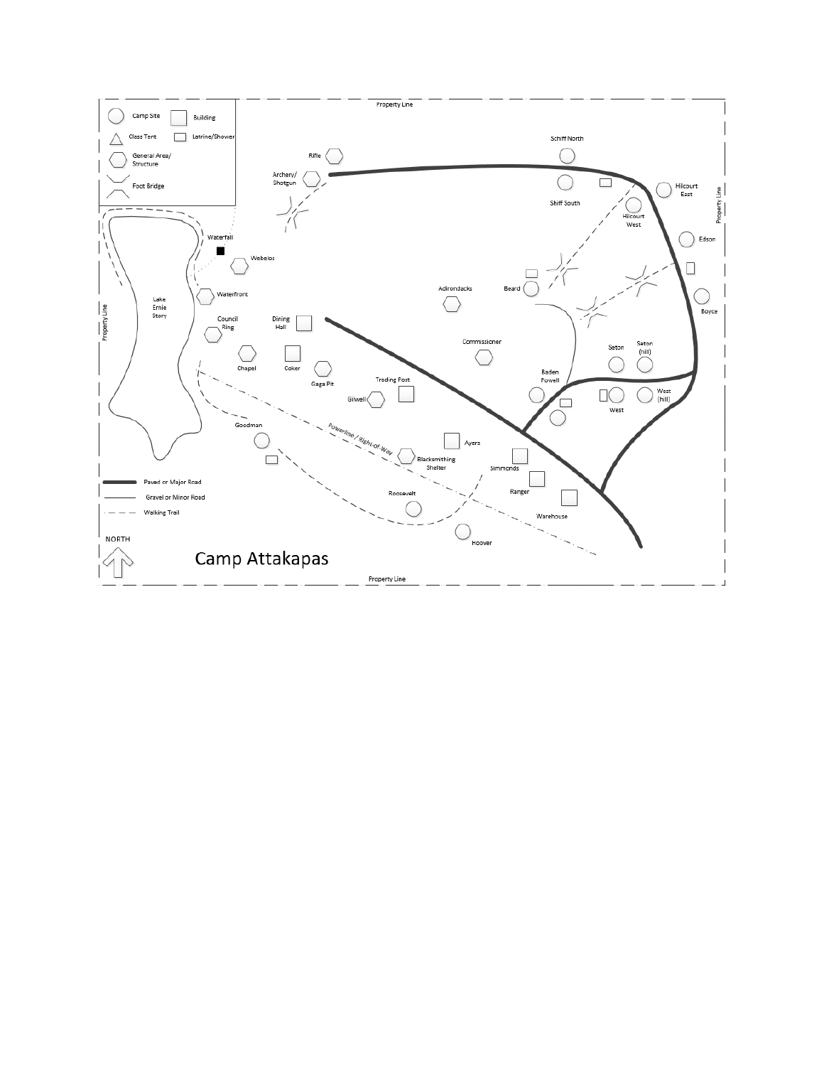Property Line

Camp Site

Building

Class Tent

Latrine/Shower

General Area/ Structure

Foot Bridge

Rifle

Archery/ Shotgun

Schiff North

Shiff South

Hilcourt East

Hilcourt West

Edson

Property Line

Waterfall

Webelos

Waterfront

Lake Ernie Story

Property Line

Adirondacks

Beard

Boyce

Council Ring

Dining Hall

Chapel

Coker

Gaga Pit

Trading Post

Gilwell

Commissioner

Seton

Seton (hill)

Baden Powell

West

West (hill)

Goodman

Powerline / Right-of-Way

Ayers

Blacksmithing Shelter

Simmonds

Ranger

Warehouse

Roosevelt

Hoover

Paved or Major Road

Gravel or Minor Road

Walking Trail

NORTH

Camp Attakapas

Property Line